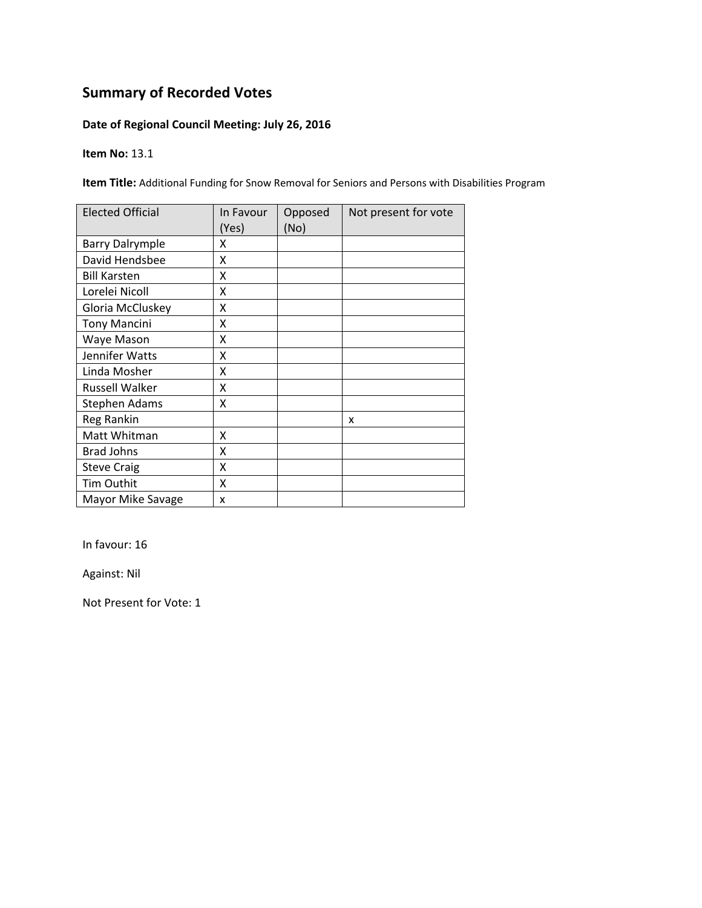# Summary of Recorded Votes

**Date of Regional Council Meeting: July 26, 2016**

**Item No:** 13.1

**Item Title:** Additional Funding for Snow Removal for Seniors and Persons with Disabilities Program

| Elected Official | In Favour (Yes) | Opposed (No) | Not present for vote |
|---|---|---|---|
| Barry Dalrymple | X | | |
| David Hendsbee | X | | |
| Bill Karsten | X | | |
| Lorelei Nicoll | X | | |
| Gloria McCluskey | X | | |
| Tony Mancini | X | | |
| Waye Mason | X | | |
| Jennifer Watts | X | | |
| Linda Mosher | X | | |
| Russell Walker | X | | |
| Stephen Adams | X | | |
| Reg Rankin | | | x |
| Matt Whitman | X | | |
| Brad Johns | X | | |
| Steve Craig | X | | |
| Tim Outhit | X | | |
| Mayor Mike Savage | x | | |

In favour: 16

Against: Nil

Not Present for Vote: 1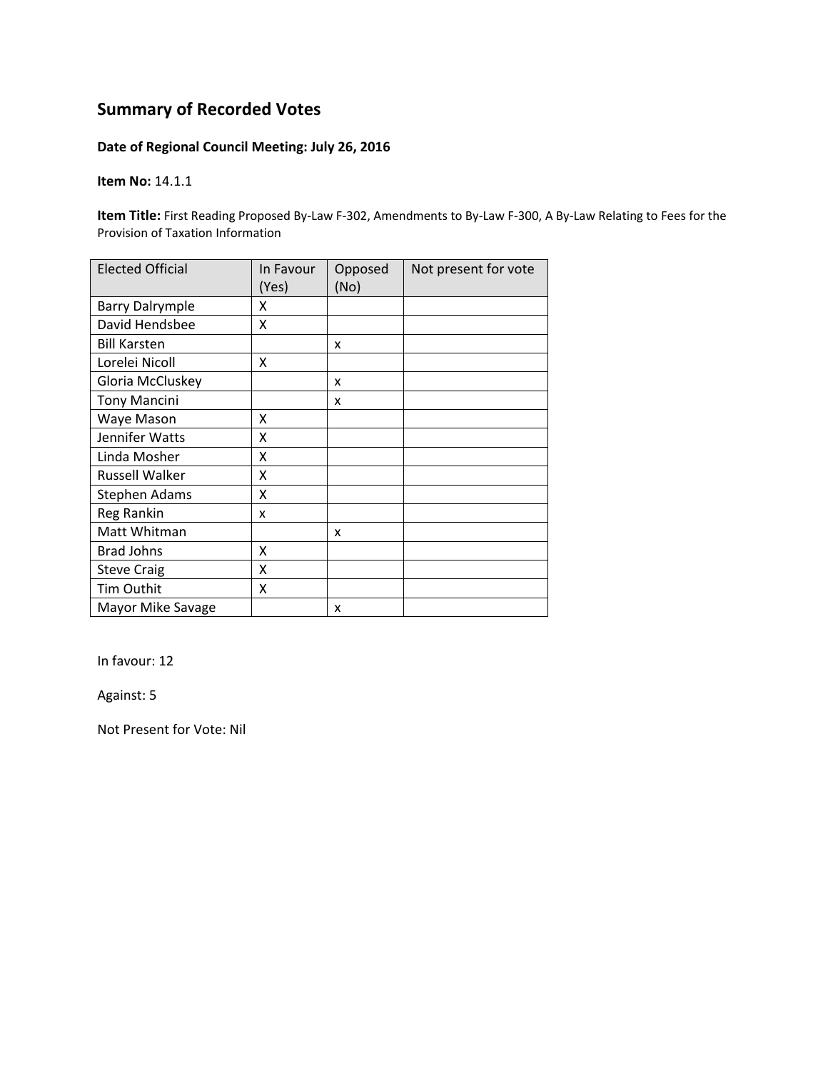## Summary of Recorded Votes

**Date of Regional Council Meeting: July 26, 2016**

**Item No:** 14.1.1

**Item Title:** First Reading Proposed By-Law F-302, Amendments to By-Law F-300, A By-Law Relating to Fees for the Provision of Taxation Information

| Elected Official | In Favour (Yes) | Opposed (No) | Not present for vote |
|---|---|---|---|
| Barry Dalrymple | X | | |
| David Hendsbee | X | | |
| Bill Karsten | | x | |
| Lorelei Nicoll | X | | |
| Gloria McCluskey | | x | |
| Tony Mancini | | x | |
| Waye Mason | X | | |
| Jennifer Watts | X | | |
| Linda Mosher | X | | |
| Russell Walker | X | | |
| Stephen Adams | X | | |
| Reg Rankin | x | | |
| Matt Whitman | | x | |
| Brad Johns | X | | |
| Steve Craig | X | | |
| Tim Outhit | X | | |
| Mayor Mike Savage | | x | |

In favour: 12

Against: 5

Not Present for Vote: Nil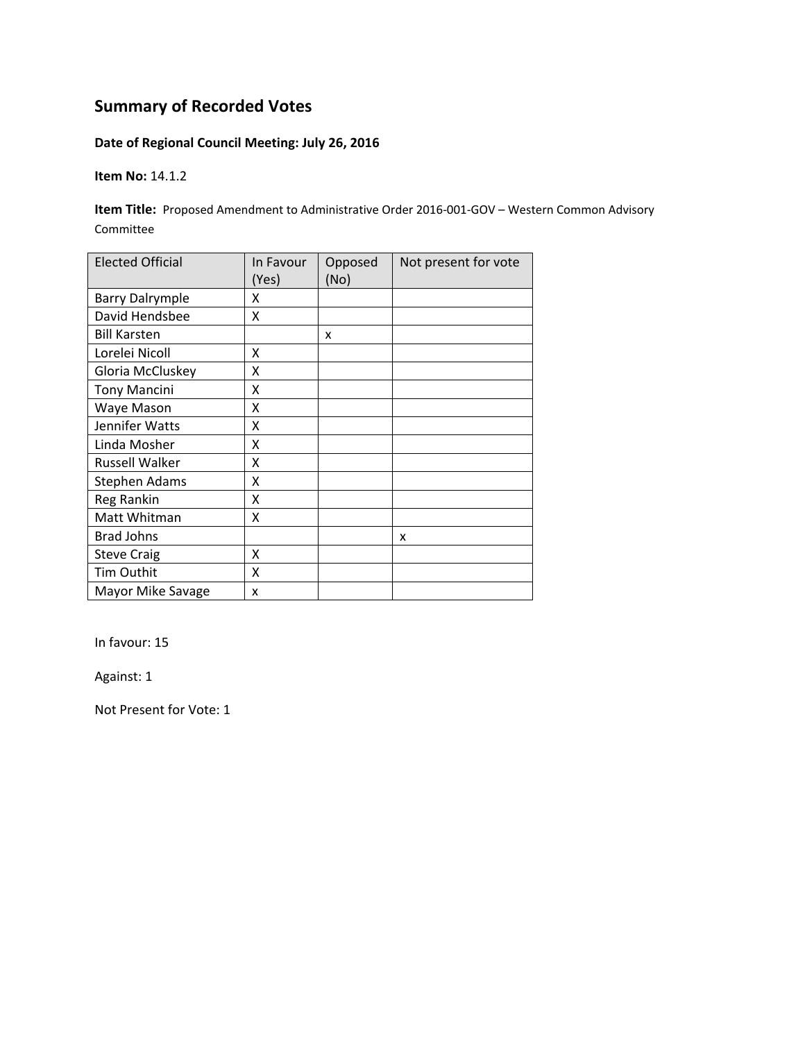# Summary of Recorded Votes

**Date of Regional Council Meeting: July 26, 2016**

**Item No:** 14.1.2

**Item Title:** Proposed Amendment to Administrative Order 2016-001-GOV – Western Common Advisory Committee

| Elected Official | In Favour (Yes) | Opposed (No) | Not present for vote |
|---|---|---|---|
| Barry Dalrymple | X | | |
| David Hendsbee | X | | |
| Bill Karsten | | x | |
| Lorelei Nicoll | X | | |
| Gloria McCluskey | X | | |
| Tony Mancini | X | | |
| Waye Mason | X | | |
| Jennifer Watts | X | | |
| Linda Mosher | X | | |
| Russell Walker | X | | |
| Stephen Adams | X | | |
| Reg Rankin | X | | |
| Matt Whitman | X | | |
| Brad Johns | | | x |
| Steve Craig | X | | |
| Tim Outhit | X | | |
| Mayor Mike Savage | x | | |

In favour: 15

Against: 1

Not Present for Vote: 1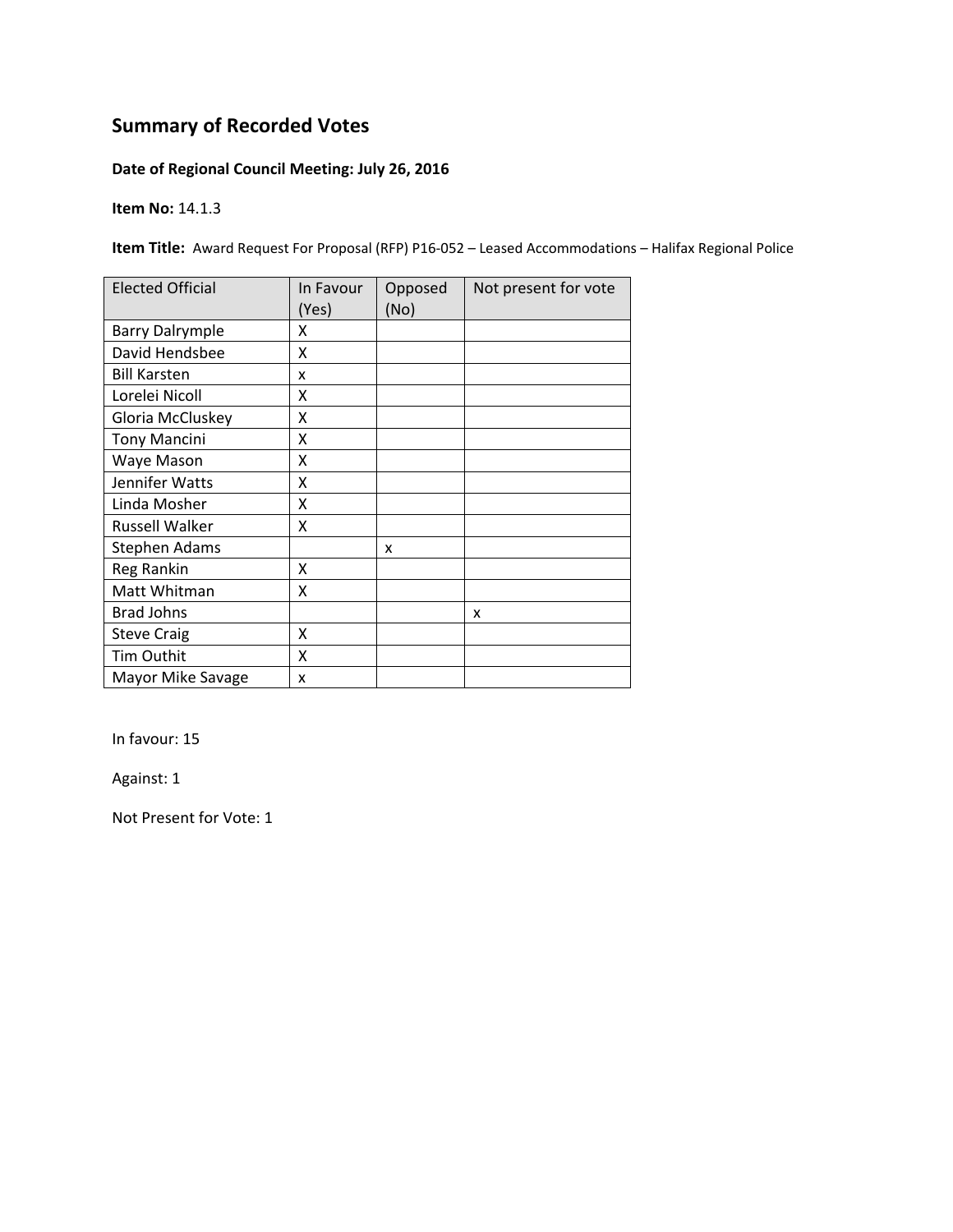## Summary of Recorded Votes

**Date of Regional Council Meeting: July 26, 2016**

**Item No:** 14.1.3

**Item Title:** Award Request For Proposal (RFP) P16-052 – Leased Accommodations – Halifax Regional Police

| Elected Official | In Favour (Yes) | Opposed (No) | Not present for vote |
|---|---|---|---|
| Barry Dalrymple | X | | |
| David Hendsbee | X | | |
| Bill Karsten | x | | |
| Lorelei Nicoll | X | | |
| Gloria McCluskey | X | | |
| Tony Mancini | X | | |
| Waye Mason | X | | |
| Jennifer Watts | X | | |
| Linda Mosher | X | | |
| Russell Walker | X | | |
| Stephen Adams | | x | |
| Reg Rankin | X | | |
| Matt Whitman | X | | |
| Brad Johns | | | x |
| Steve Craig | X | | |
| Tim Outhit | X | | |
| Mayor Mike Savage | x | | |

In favour: 15

Against: 1

Not Present for Vote: 1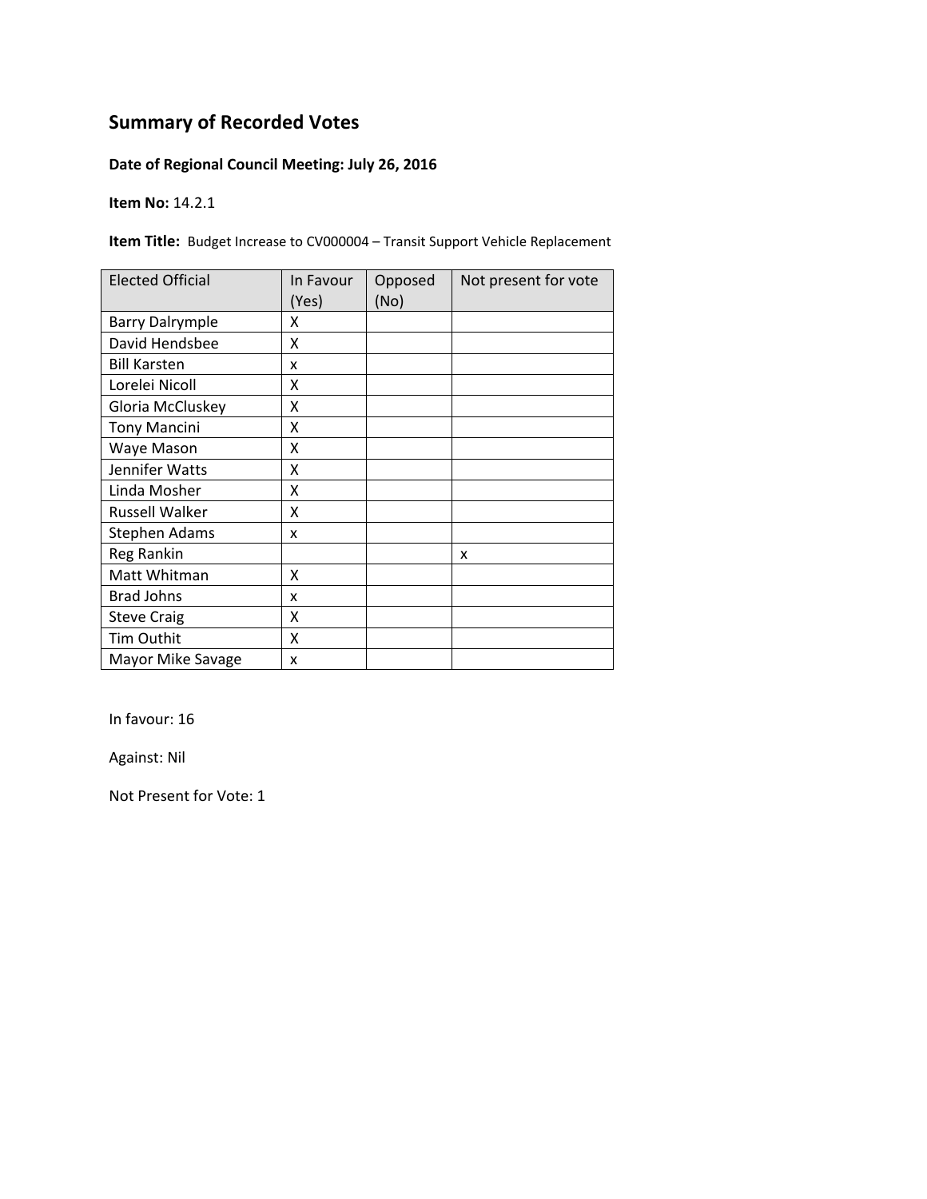## Summary of Recorded Votes

**Date of Regional Council Meeting: July 26, 2016**

**Item No:** 14.2.1

**Item Title:** Budget Increase to CV000004 – Transit Support Vehicle Replacement

| Elected Official | In Favour (Yes) | Opposed (No) | Not present for vote |
|---|---|---|---|
| Barry Dalrymple | X | | |
| David Hendsbee | X | | |
| Bill Karsten | x | | |
| Lorelei Nicoll | X | | |
| Gloria McCluskey | X | | |
| Tony Mancini | X | | |
| Waye Mason | X | | |
| Jennifer Watts | X | | |
| Linda Mosher | X | | |
| Russell Walker | X | | |
| Stephen Adams | x | | |
| Reg Rankin | | | x |
| Matt Whitman | X | | |
| Brad Johns | x | | |
| Steve Craig | X | | |
| Tim Outhit | X | | |
| Mayor Mike Savage | x | | |

In favour: 16

Against: Nil

Not Present for Vote: 1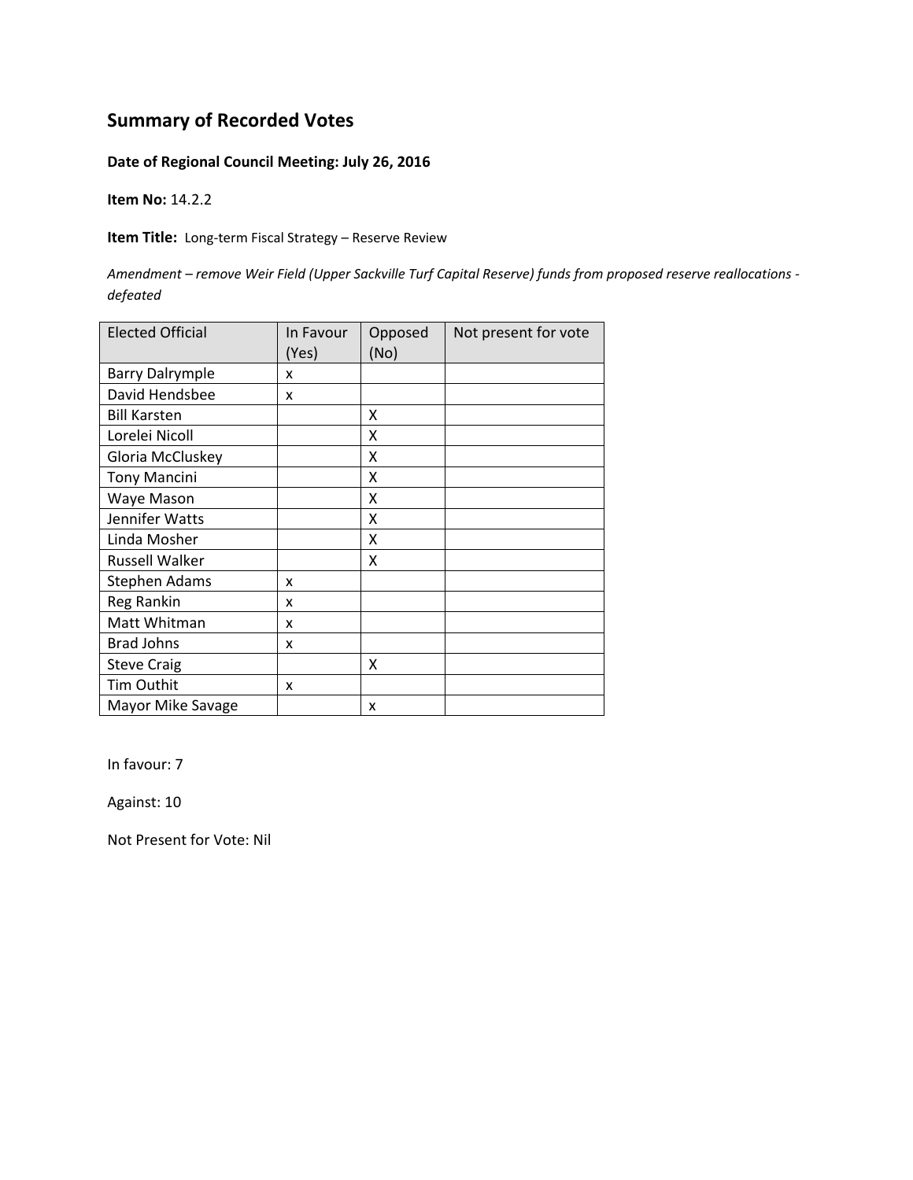## Summary of Recorded Votes

**Date of Regional Council Meeting: July 26, 2016**

**Item No:** 14.2.2

**Item Title:** Long-term Fiscal Strategy – Reserve Review

*Amendment – remove Weir Field (Upper Sackville Turf Capital Reserve) funds from proposed reserve reallocations - defeated*

| Elected Official | In Favour (Yes) | Opposed (No) | Not present for vote |
|---|---|---|---|
| Barry Dalrymple | x | | |
| David Hendsbee | x | | |
| Bill Karsten | | X | |
| Lorelei Nicoll | | X | |
| Gloria McCluskey | | X | |
| Tony Mancini | | X | |
| Waye Mason | | X | |
| Jennifer Watts | | X | |
| Linda Mosher | | X | |
| Russell Walker | | X | |
| Stephen Adams | x | | |
| Reg Rankin | x | | |
| Matt Whitman | x | | |
| Brad Johns | x | | |
| Steve Craig | | X | |
| Tim Outhit | x | | |
| Mayor Mike Savage | | x | |

In favour: 7

Against: 10

Not Present for Vote: Nil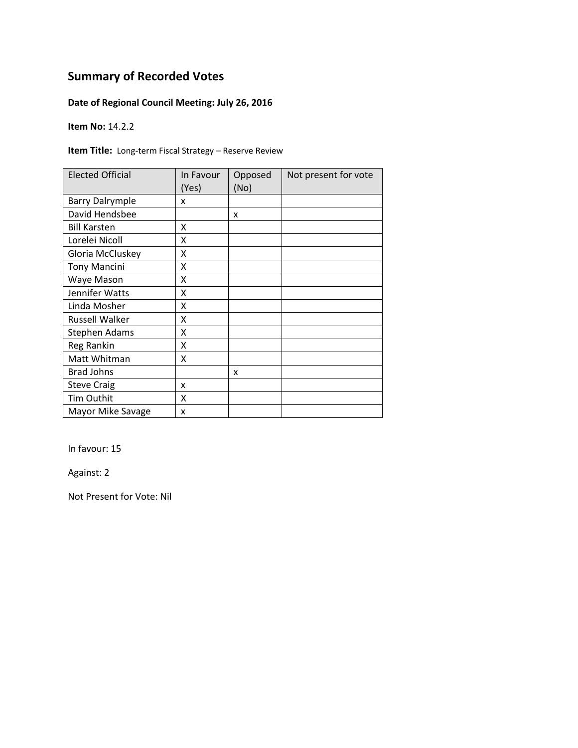## Summary of Recorded Votes

**Date of Regional Council Meeting: July 26, 2016**

**Item No:** 14.2.2

**Item Title:** Long-term Fiscal Strategy – Reserve Review

| Elected Official | In Favour (Yes) | Opposed (No) | Not present for vote |
|---|---|---|---|
| Barry Dalrymple | x | | |
| David Hendsbee | | x | |
| Bill Karsten | X | | |
| Lorelei Nicoll | X | | |
| Gloria McCluskey | X | | |
| Tony Mancini | X | | |
| Waye Mason | X | | |
| Jennifer Watts | X | | |
| Linda Mosher | X | | |
| Russell Walker | X | | |
| Stephen Adams | X | | |
| Reg Rankin | X | | |
| Matt Whitman | X | | |
| Brad Johns | | x | |
| Steve Craig | x | | |
| Tim Outhit | X | | |
| Mayor Mike Savage | x | | |

In favour: 15

Against: 2

Not Present for Vote: Nil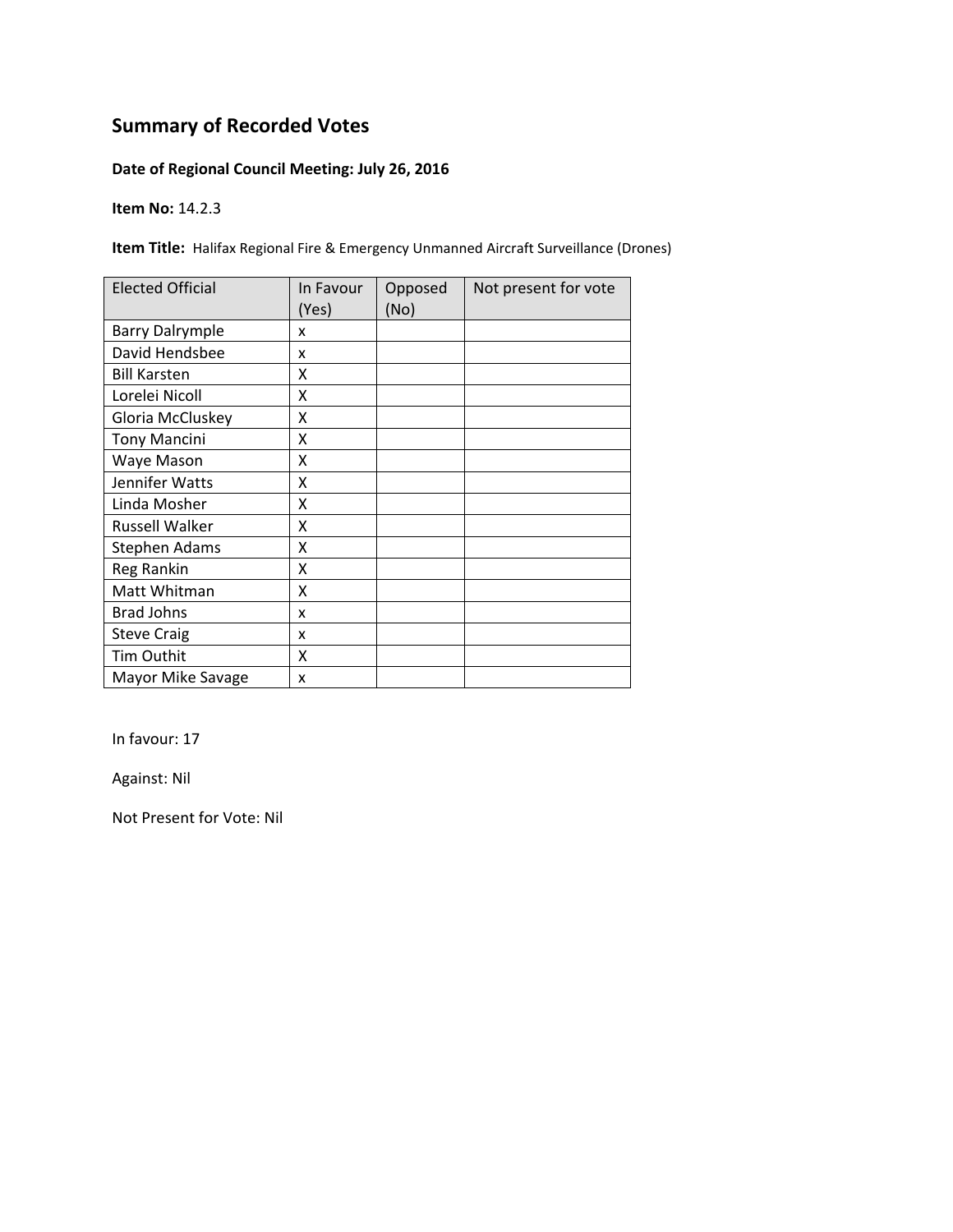## Summary of Recorded Votes

**Date of Regional Council Meeting: July 26, 2016**

**Item No:** 14.2.3

**Item Title:** Halifax Regional Fire & Emergency Unmanned Aircraft Surveillance (Drones)

| Elected Official | In Favour (Yes) | Opposed (No) | Not present for vote |
|---|---|---|---|
| Barry Dalrymple | x | | |
| David Hendsbee | x | | |
| Bill Karsten | X | | |
| Lorelei Nicoll | X | | |
| Gloria McCluskey | X | | |
| Tony Mancini | X | | |
| Waye Mason | X | | |
| Jennifer Watts | X | | |
| Linda Mosher | X | | |
| Russell Walker | X | | |
| Stephen Adams | X | | |
| Reg Rankin | X | | |
| Matt Whitman | X | | |
| Brad Johns | x | | |
| Steve Craig | x | | |
| Tim Outhit | X | | |
| Mayor Mike Savage | x | | |

In favour: 17

Against: Nil

Not Present for Vote: Nil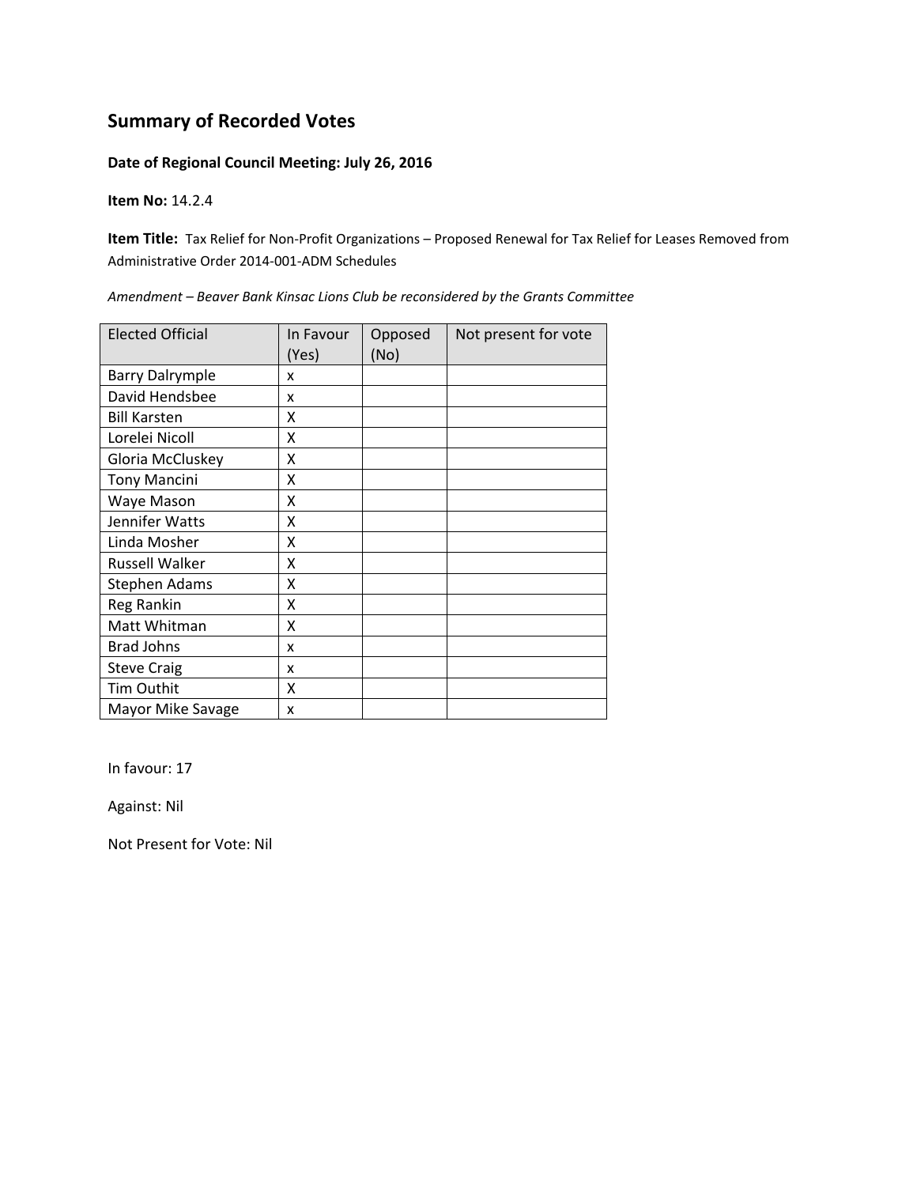## Summary of Recorded Votes

**Date of Regional Council Meeting: July 26, 2016**

**Item No:** 14.2.4

**Item Title:** Tax Relief for Non-Profit Organizations – Proposed Renewal for Tax Relief for Leases Removed from Administrative Order 2014-001-ADM Schedules

*Amendment – Beaver Bank Kinsac Lions Club be reconsidered by the Grants Committee*

| Elected Official | In Favour (Yes) | Opposed (No) | Not present for vote |
|---|---|---|---|
| Barry Dalrymple | x | | |
| David Hendsbee | x | | |
| Bill Karsten | X | | |
| Lorelei Nicoll | X | | |
| Gloria McCluskey | X | | |
| Tony Mancini | X | | |
| Waye Mason | X | | |
| Jennifer Watts | X | | |
| Linda Mosher | X | | |
| Russell Walker | X | | |
| Stephen Adams | X | | |
| Reg Rankin | X | | |
| Matt Whitman | X | | |
| Brad Johns | x | | |
| Steve Craig | x | | |
| Tim Outhit | X | | |
| Mayor Mike Savage | x | | |

In favour: 17

Against: Nil

Not Present for Vote: Nil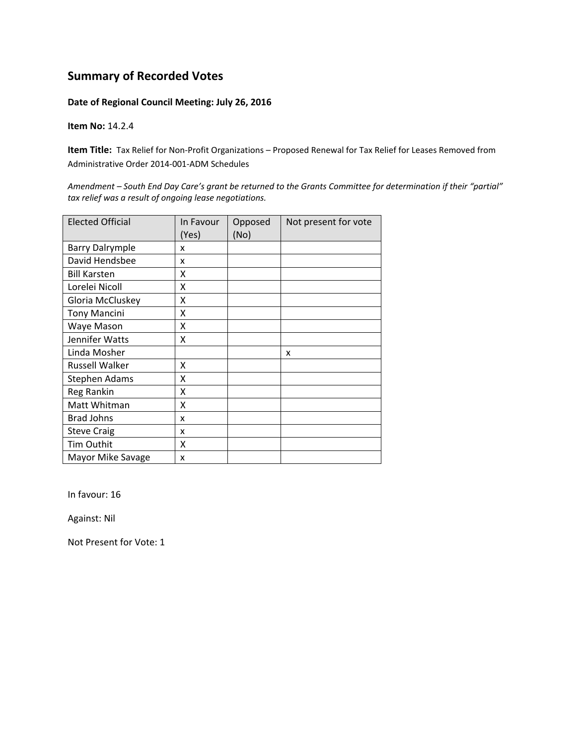## Summary of Recorded Votes

**Date of Regional Council Meeting: July 26, 2016**

**Item No:** 14.2.4

**Item Title:** Tax Relief for Non-Profit Organizations – Proposed Renewal for Tax Relief for Leases Removed from Administrative Order 2014-001-ADM Schedules

*Amendment – South End Day Care's grant be returned to the Grants Committee for determination if their "partial" tax relief was a result of ongoing lease negotiations.*

| Elected Official | In Favour (Yes) | Opposed (No) | Not present for vote |
|---|---|---|---|
| Barry Dalrymple | x | | |
| David Hendsbee | x | | |
| Bill Karsten | X | | |
| Lorelei Nicoll | X | | |
| Gloria McCluskey | X | | |
| Tony Mancini | X | | |
| Waye Mason | X | | |
| Jennifer Watts | X | | |
| Linda Mosher | | | x |
| Russell Walker | X | | |
| Stephen Adams | X | | |
| Reg Rankin | X | | |
| Matt Whitman | X | | |
| Brad Johns | x | | |
| Steve Craig | x | | |
| Tim Outhit | X | | |
| Mayor Mike Savage | x | | |

In favour: 16

Against: Nil

Not Present for Vote: 1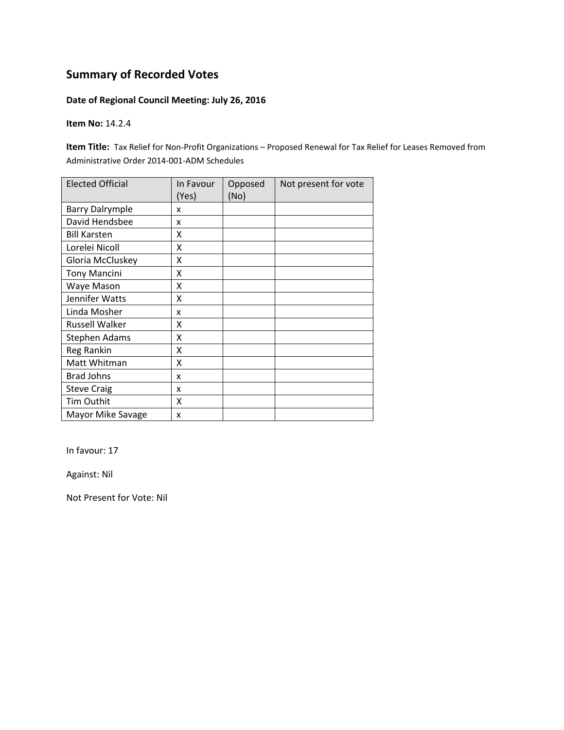## Summary of Recorded Votes

**Date of Regional Council Meeting: July 26, 2016**

**Item No:** 14.2.4

**Item Title:** Tax Relief for Non-Profit Organizations – Proposed Renewal for Tax Relief for Leases Removed from Administrative Order 2014-001-ADM Schedules

| Elected Official | In Favour (Yes) | Opposed (No) | Not present for vote |
|---|---|---|---|
| Barry Dalrymple | x | | |
| David Hendsbee | x | | |
| Bill Karsten | X | | |
| Lorelei Nicoll | X | | |
| Gloria McCluskey | X | | |
| Tony Mancini | X | | |
| Waye Mason | X | | |
| Jennifer Watts | X | | |
| Linda Mosher | x | | |
| Russell Walker | X | | |
| Stephen Adams | X | | |
| Reg Rankin | X | | |
| Matt Whitman | X | | |
| Brad Johns | x | | |
| Steve Craig | x | | |
| Tim Outhit | X | | |
| Mayor Mike Savage | x | | |

In favour: 17

Against: Nil

Not Present for Vote: Nil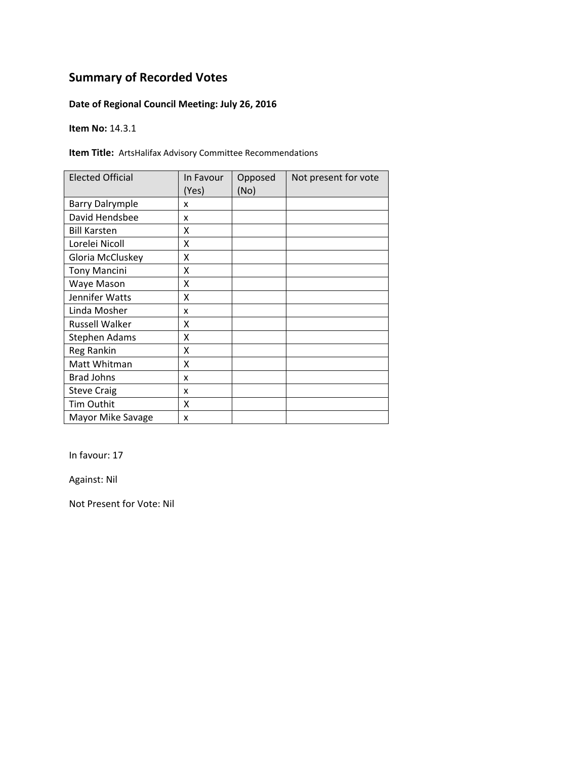## Summary of Recorded Votes

**Date of Regional Council Meeting: July 26, 2016**

**Item No:** 14.3.1

**Item Title:** ArtsHalifax Advisory Committee Recommendations

| Elected Official | In Favour (Yes) | Opposed (No) | Not present for vote |
|---|---|---|---|
| Barry Dalrymple | x | | |
| David Hendsbee | x | | |
| Bill Karsten | X | | |
| Lorelei Nicoll | X | | |
| Gloria McCluskey | X | | |
| Tony Mancini | X | | |
| Waye Mason | X | | |
| Jennifer Watts | X | | |
| Linda Mosher | x | | |
| Russell Walker | X | | |
| Stephen Adams | X | | |
| Reg Rankin | X | | |
| Matt Whitman | X | | |
| Brad Johns | x | | |
| Steve Craig | x | | |
| Tim Outhit | X | | |
| Mayor Mike Savage | x | | |

In favour: 17

Against: Nil

Not Present for Vote: Nil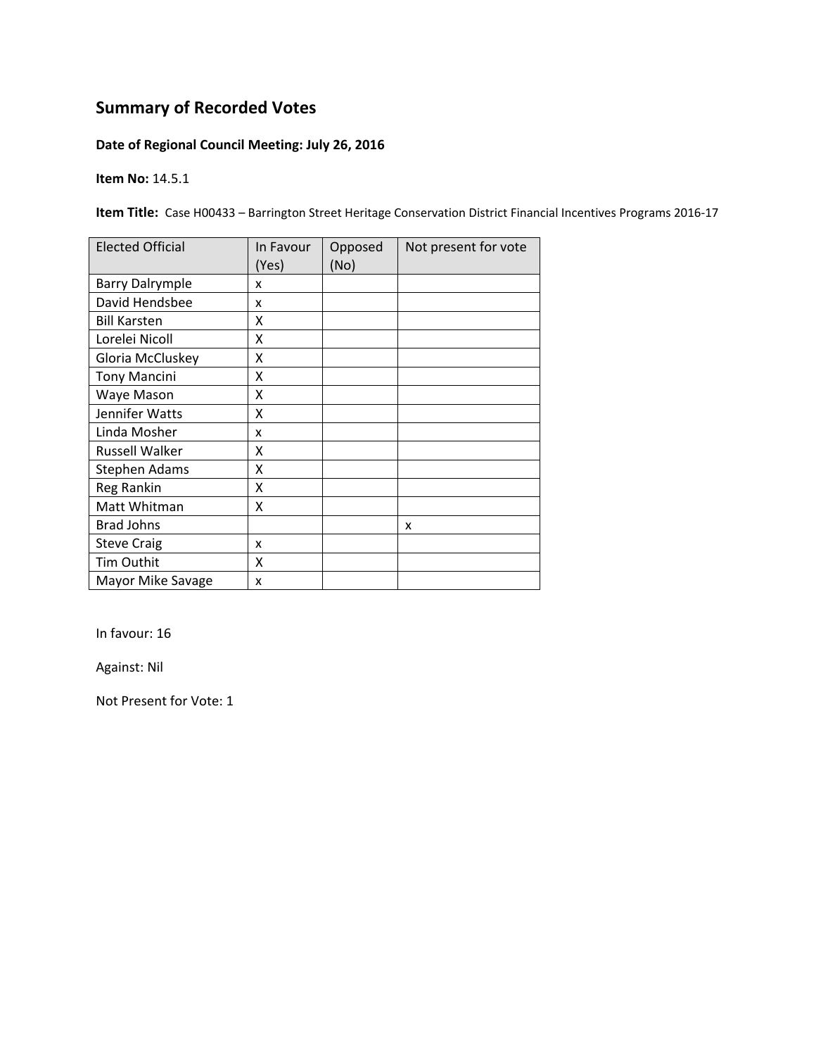## Summary of Recorded Votes

**Date of Regional Council Meeting: July 26, 2016**

**Item No:** 14.5.1

**Item Title:** Case H00433 – Barrington Street Heritage Conservation District Financial Incentives Programs 2016-17

| Elected Official | In Favour (Yes) | Opposed (No) | Not present for vote |
|---|---|---|---|
| Barry Dalrymple | x | | |
| David Hendsbee | x | | |
| Bill Karsten | X | | |
| Lorelei Nicoll | X | | |
| Gloria McCluskey | X | | |
| Tony Mancini | X | | |
| Waye Mason | X | | |
| Jennifer Watts | X | | |
| Linda Mosher | x | | |
| Russell Walker | X | | |
| Stephen Adams | X | | |
| Reg Rankin | X | | |
| Matt Whitman | X | | |
| Brad Johns | | | x |
| Steve Craig | x | | |
| Tim Outhit | X | | |
| Mayor Mike Savage | x | | |

In favour: 16

Against: Nil

Not Present for Vote: 1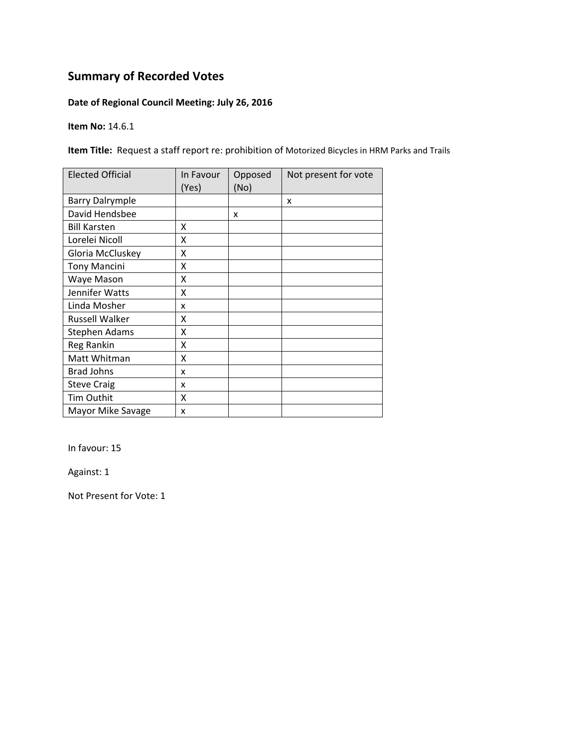## Summary of Recorded Votes

**Date of Regional Council Meeting: July 26, 2016**

**Item No:** 14.6.1

**Item Title:** Request a staff report re: prohibition of Motorized Bicycles in HRM Parks and Trails

| Elected Official | In Favour (Yes) | Opposed (No) | Not present for vote |
|---|---|---|---|
| Barry Dalrymple | | | x |
| David Hendsbee | | x | |
| Bill Karsten | X | | |
| Lorelei Nicoll | X | | |
| Gloria McCluskey | X | | |
| Tony Mancini | X | | |
| Waye Mason | X | | |
| Jennifer Watts | X | | |
| Linda Mosher | x | | |
| Russell Walker | X | | |
| Stephen Adams | X | | |
| Reg Rankin | X | | |
| Matt Whitman | X | | |
| Brad Johns | x | | |
| Steve Craig | x | | |
| Tim Outhit | X | | |
| Mayor Mike Savage | x | | |

In favour: 15

Against: 1

Not Present for Vote: 1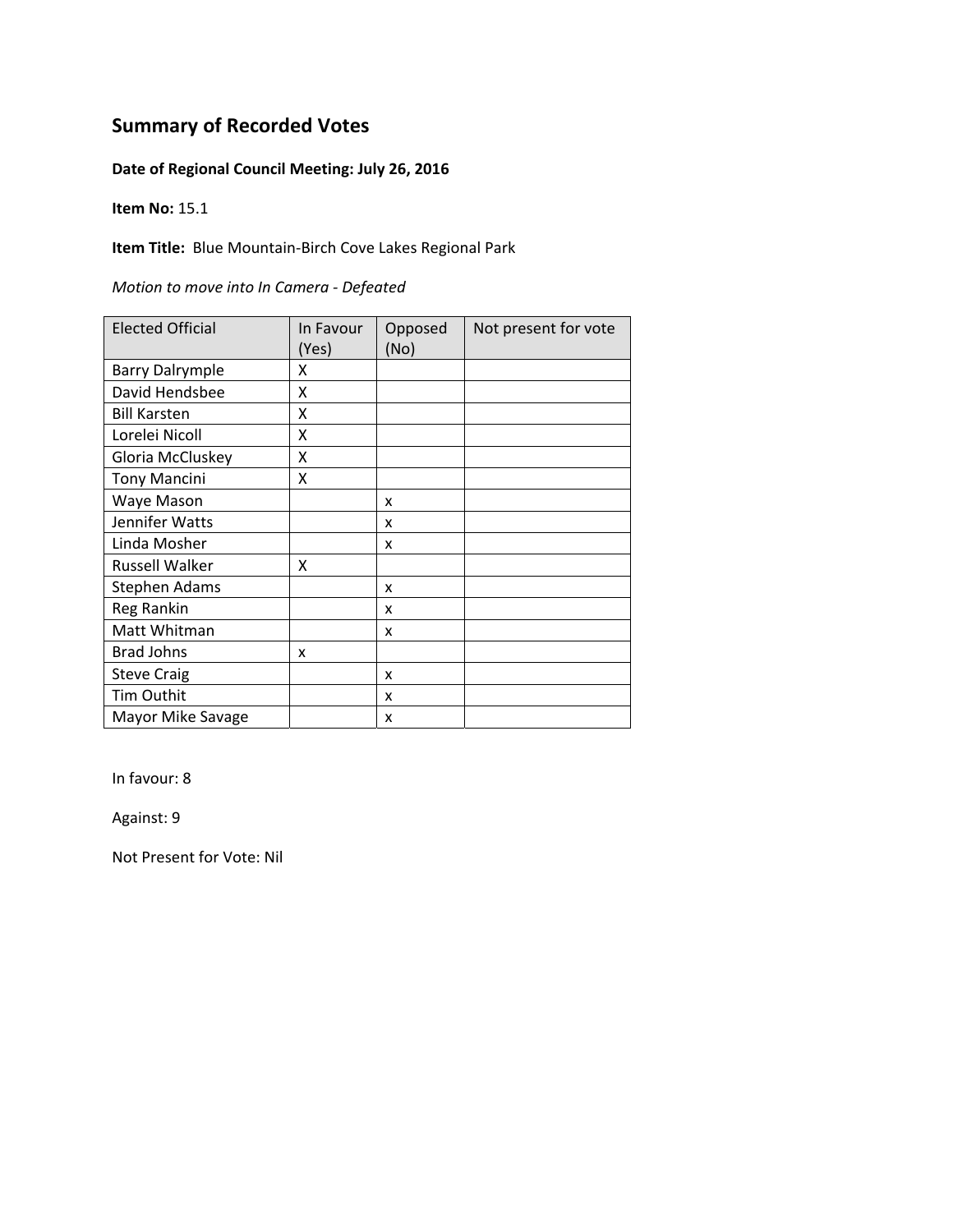## Summary of Recorded Votes

**Date of Regional Council Meeting: July 26, 2016**

**Item No:** 15.1

**Item Title:** Blue Mountain-Birch Cove Lakes Regional Park

*Motion to move into In Camera - Defeated*

| Elected Official | In Favour (Yes) | Opposed (No) | Not present for vote |
|---|---|---|---|
| Barry Dalrymple | X | | |
| David Hendsbee | X | | |
| Bill Karsten | X | | |
| Lorelei Nicoll | X | | |
| Gloria McCluskey | X | | |
| Tony Mancini | X | | |
| Waye Mason | | x | |
| Jennifer Watts | | x | |
| Linda Mosher | | x | |
| Russell Walker | X | | |
| Stephen Adams | | x | |
| Reg Rankin | | x | |
| Matt Whitman | | x | |
| Brad Johns | x | | |
| Steve Craig | | x | |
| Tim Outhit | | x | |
| Mayor Mike Savage | | x | |

In favour: 8

Against: 9

Not Present for Vote: Nil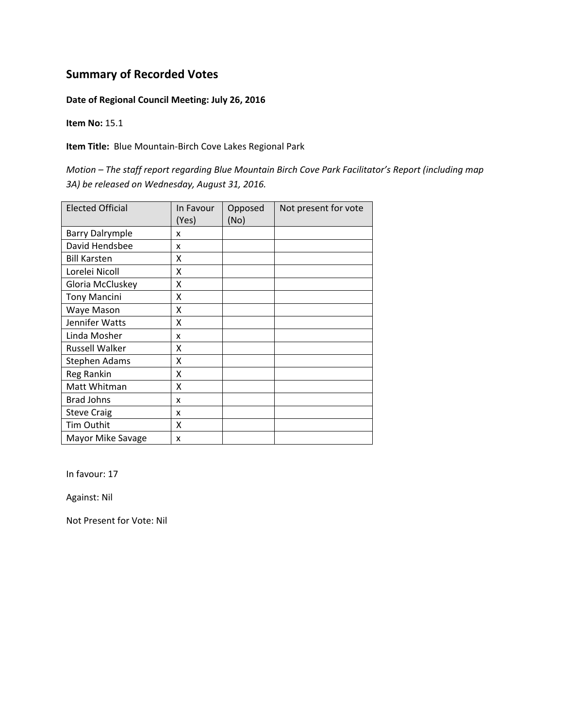## Summary of Recorded Votes

**Date of Regional Council Meeting: July 26, 2016**

**Item No:** 15.1

**Item Title:** Blue Mountain-Birch Cove Lakes Regional Park

*Motion – The staff report regarding Blue Mountain Birch Cove Park Facilitator's Report (including map 3A) be released on Wednesday, August 31, 2016.*

| Elected Official | In Favour (Yes) | Opposed (No) | Not present for vote |
|---|---|---|---|
| Barry Dalrymple | x | | |
| David Hendsbee | x | | |
| Bill Karsten | X | | |
| Lorelei Nicoll | X | | |
| Gloria McCluskey | X | | |
| Tony Mancini | X | | |
| Waye Mason | X | | |
| Jennifer Watts | X | | |
| Linda Mosher | x | | |
| Russell Walker | X | | |
| Stephen Adams | X | | |
| Reg Rankin | X | | |
| Matt Whitman | X | | |
| Brad Johns | x | | |
| Steve Craig | x | | |
| Tim Outhit | X | | |
| Mayor Mike Savage | x | | |

In favour: 17

Against: Nil

Not Present for Vote: Nil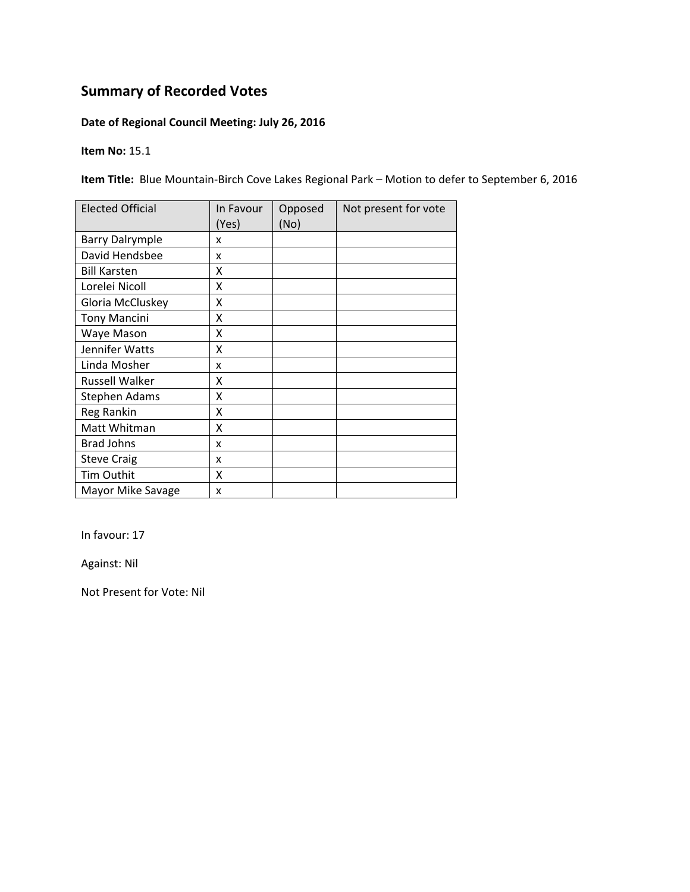## Summary of Recorded Votes

**Date of Regional Council Meeting: July 26, 2016**

**Item No:** 15.1

**Item Title:** Blue Mountain-Birch Cove Lakes Regional Park – Motion to defer to September 6, 2016

| Elected Official | In Favour (Yes) | Opposed (No) | Not present for vote |
|---|---|---|---|
| Barry Dalrymple | x | | |
| David Hendsbee | x | | |
| Bill Karsten | X | | |
| Lorelei Nicoll | X | | |
| Gloria McCluskey | X | | |
| Tony Mancini | X | | |
| Waye Mason | X | | |
| Jennifer Watts | X | | |
| Linda Mosher | x | | |
| Russell Walker | X | | |
| Stephen Adams | X | | |
| Reg Rankin | X | | |
| Matt Whitman | X | | |
| Brad Johns | x | | |
| Steve Craig | x | | |
| Tim Outhit | X | | |
| Mayor Mike Savage | x | | |

In favour: 17

Against: Nil

Not Present for Vote: Nil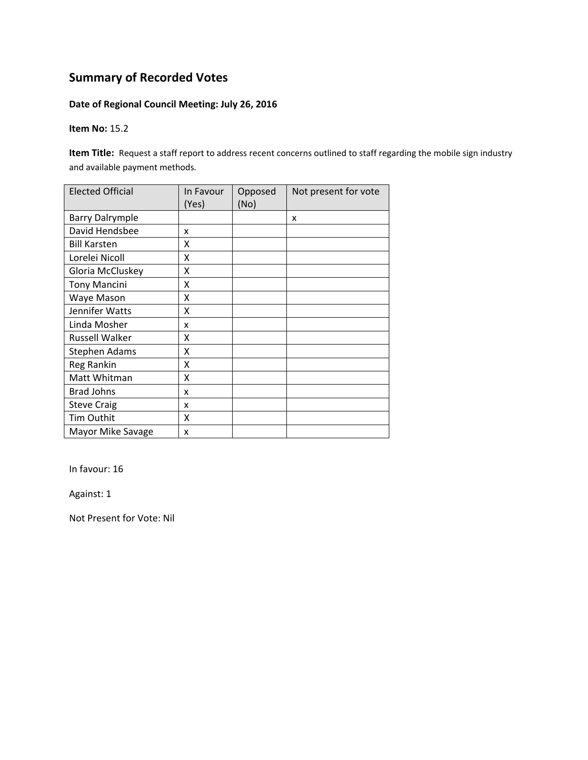## Summary of Recorded Votes

**Date of Regional Council Meeting: July 26, 2016**

**Item No:** 15.2

**Item Title:** Request a staff report to address recent concerns outlined to staff regarding the mobile sign industry and available payment methods.

| Elected Official | In Favour (Yes) | Opposed (No) | Not present for vote |
|---|---|---|---|
| Barry Dalrymple | | | x |
| David Hendsbee | x | | |
| Bill Karsten | X | | |
| Lorelei Nicoll | X | | |
| Gloria McCluskey | X | | |
| Tony Mancini | X | | |
| Waye Mason | X | | |
| Jennifer Watts | X | | |
| Linda Mosher | x | | |
| Russell Walker | X | | |
| Stephen Adams | X | | |
| Reg Rankin | X | | |
| Matt Whitman | X | | |
| Brad Johns | x | | |
| Steve Craig | x | | |
| Tim Outhit | X | | |
| Mayor Mike Savage | x | | |

In favour: 16

Against: 1

Not Present for Vote: Nil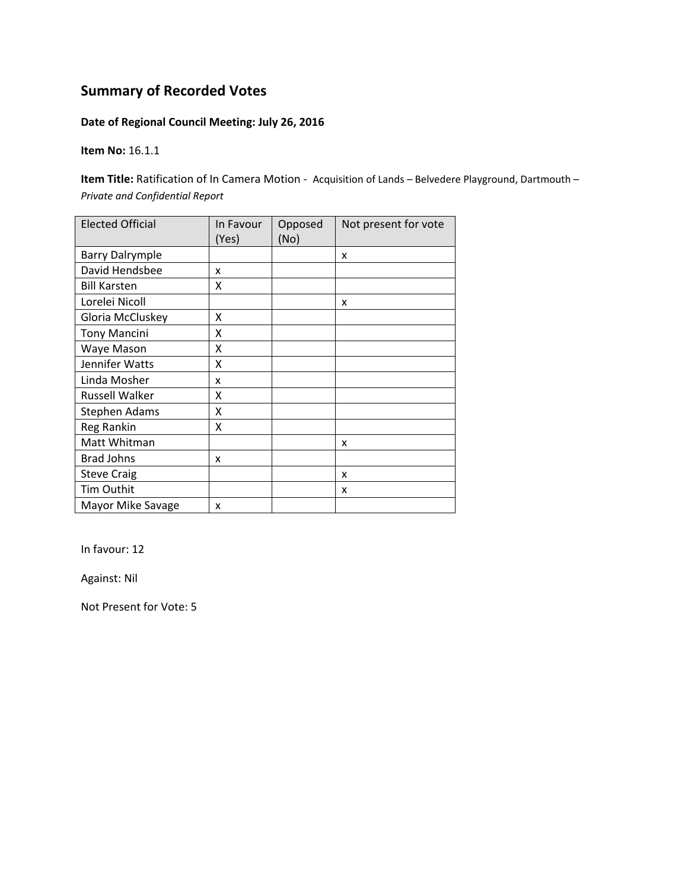## Summary of Recorded Votes

**Date of Regional Council Meeting: July 26, 2016**

**Item No:** 16.1.1

**Item Title:** Ratification of In Camera Motion - Acquisition of Lands – Belvedere Playground, Dartmouth – *Private and Confidential Report*

| Elected Official | In Favour (Yes) | Opposed (No) | Not present for vote |
|---|---|---|---|
| Barry Dalrymple | | | x |
| David Hendsbee | x | | |
| Bill Karsten | X | | |
| Lorelei Nicoll | | | x |
| Gloria McCluskey | X | | |
| Tony Mancini | X | | |
| Waye Mason | X | | |
| Jennifer Watts | X | | |
| Linda Mosher | x | | |
| Russell Walker | X | | |
| Stephen Adams | X | | |
| Reg Rankin | X | | |
| Matt Whitman | | | x |
| Brad Johns | x | | |
| Steve Craig | | | x |
| Tim Outhit | | | x |
| Mayor Mike Savage | x | | |

In favour: 12

Against: Nil

Not Present for Vote: 5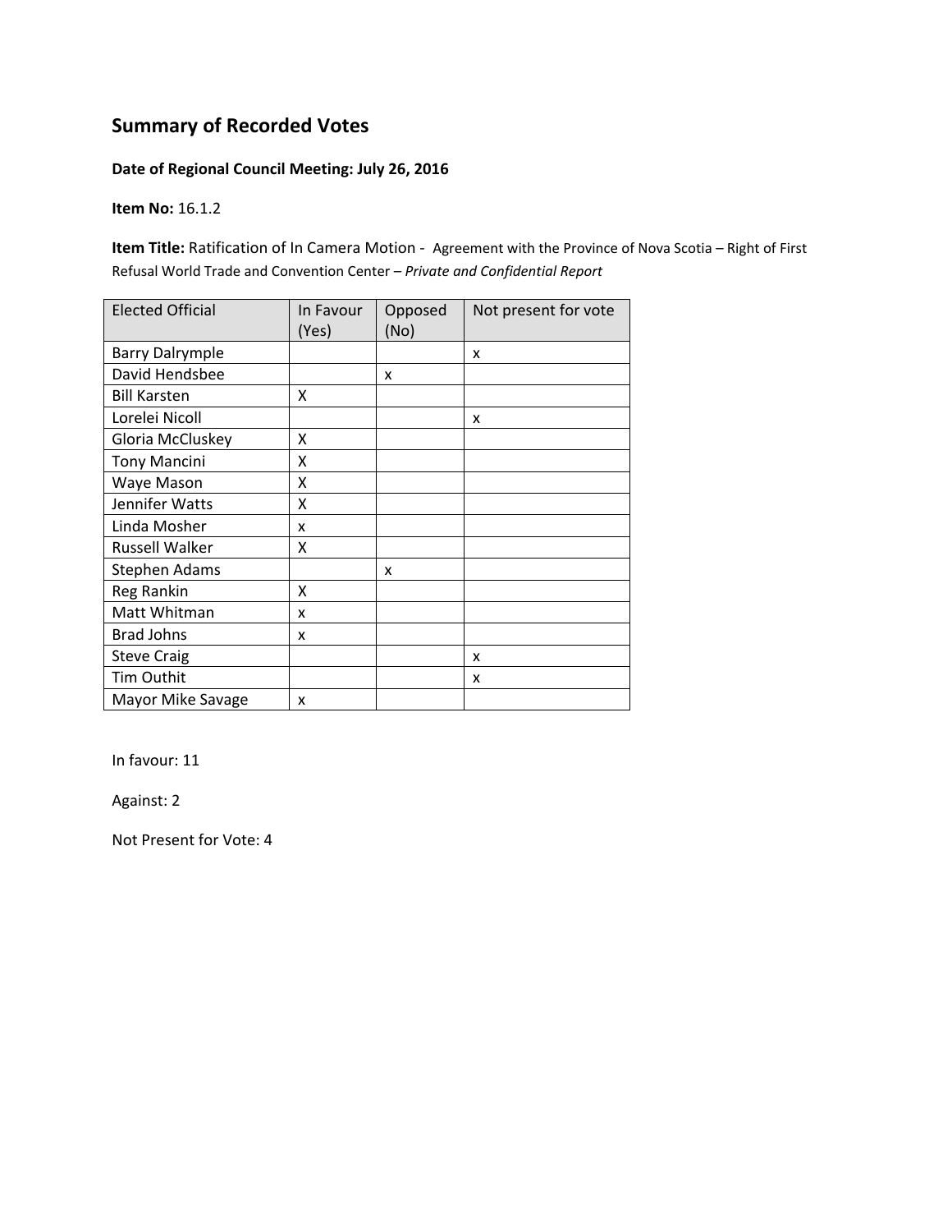## Summary of Recorded Votes

**Date of Regional Council Meeting: July 26, 2016**

**Item No:** 16.1.2

**Item Title:** Ratification of In Camera Motion - Agreement with the Province of Nova Scotia – Right of First Refusal World Trade and Convention Center – *Private and Confidential Report*

| Elected Official | In Favour (Yes) | Opposed (No) | Not present for vote |
|---|---|---|---|
| Barry Dalrymple | | | x |
| David Hendsbee | | x | |
| Bill Karsten | X | | |
| Lorelei Nicoll | | | x |
| Gloria McCluskey | X | | |
| Tony Mancini | X | | |
| Waye Mason | X | | |
| Jennifer Watts | X | | |
| Linda Mosher | x | | |
| Russell Walker | X | | |
| Stephen Adams | | x | |
| Reg Rankin | X | | |
| Matt Whitman | x | | |
| Brad Johns | x | | |
| Steve Craig | | | x |
| Tim Outhit | | | x |
| Mayor Mike Savage | x | | |

In favour: 11

Against: 2

Not Present for Vote: 4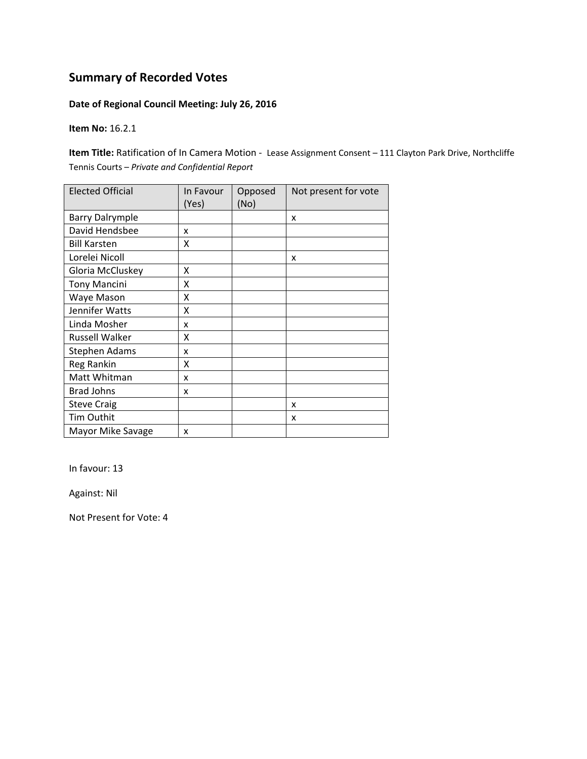## Summary of Recorded Votes

**Date of Regional Council Meeting: July 26, 2016**

**Item No:** 16.2.1

**Item Title:** Ratification of In Camera Motion - Lease Assignment Consent – 111 Clayton Park Drive, Northcliffe Tennis Courts – *Private and Confidential Report*

| Elected Official | In Favour (Yes) | Opposed (No) | Not present for vote |
|---|---|---|---|
| Barry Dalrymple | | | x |
| David Hendsbee | x | | |
| Bill Karsten | X | | |
| Lorelei Nicoll | | | x |
| Gloria McCluskey | X | | |
| Tony Mancini | X | | |
| Waye Mason | X | | |
| Jennifer Watts | X | | |
| Linda Mosher | x | | |
| Russell Walker | X | | |
| Stephen Adams | x | | |
| Reg Rankin | X | | |
| Matt Whitman | x | | |
| Brad Johns | x | | |
| Steve Craig | | | x |
| Tim Outhit | | | x |
| Mayor Mike Savage | x | | |

In favour: 13

Against: Nil

Not Present for Vote: 4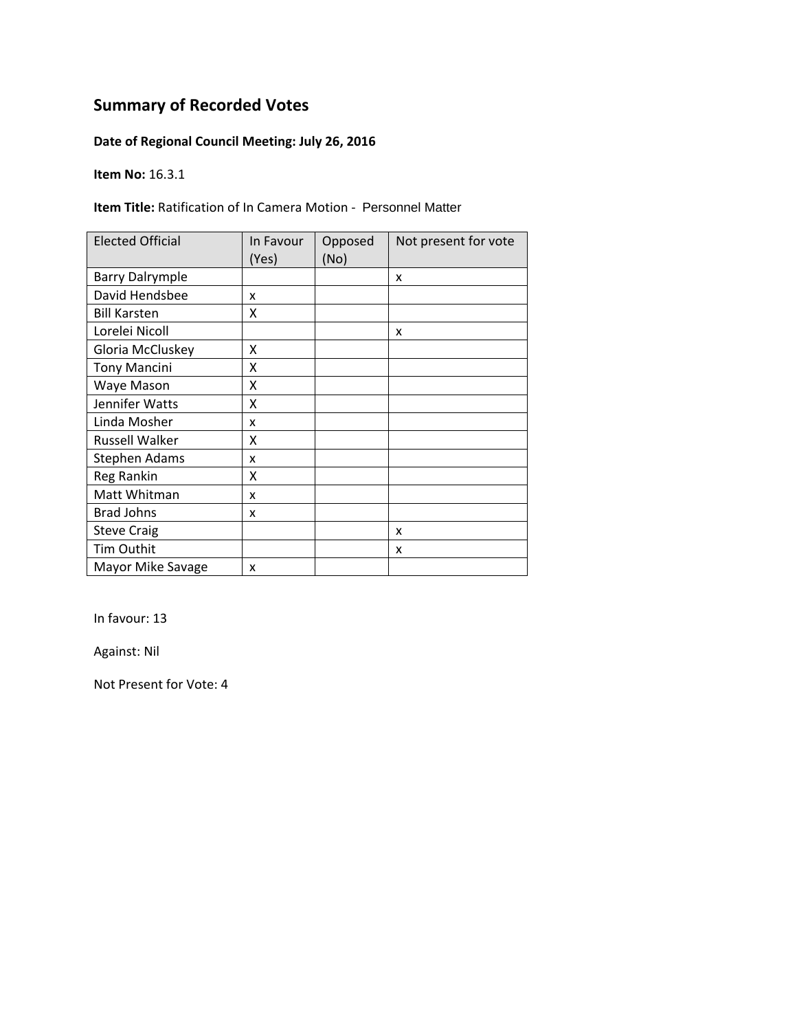## Summary of Recorded Votes

**Date of Regional Council Meeting: July 26, 2016**

**Item No:** 16.3.1

**Item Title:** Ratification of In Camera Motion - Personnel Matter

| Elected Official | In Favour (Yes) | Opposed (No) | Not present for vote |
|---|---|---|---|
| Barry Dalrymple | | | x |
| David Hendsbee | x | | |
| Bill Karsten | X | | |
| Lorelei Nicoll | | | x |
| Gloria McCluskey | X | | |
| Tony Mancini | X | | |
| Waye Mason | X | | |
| Jennifer Watts | X | | |
| Linda Mosher | x | | |
| Russell Walker | X | | |
| Stephen Adams | x | | |
| Reg Rankin | X | | |
| Matt Whitman | x | | |
| Brad Johns | x | | |
| Steve Craig | | | x |
| Tim Outhit | | | x |
| Mayor Mike Savage | x | | |

In favour: 13

Against: Nil

Not Present for Vote: 4